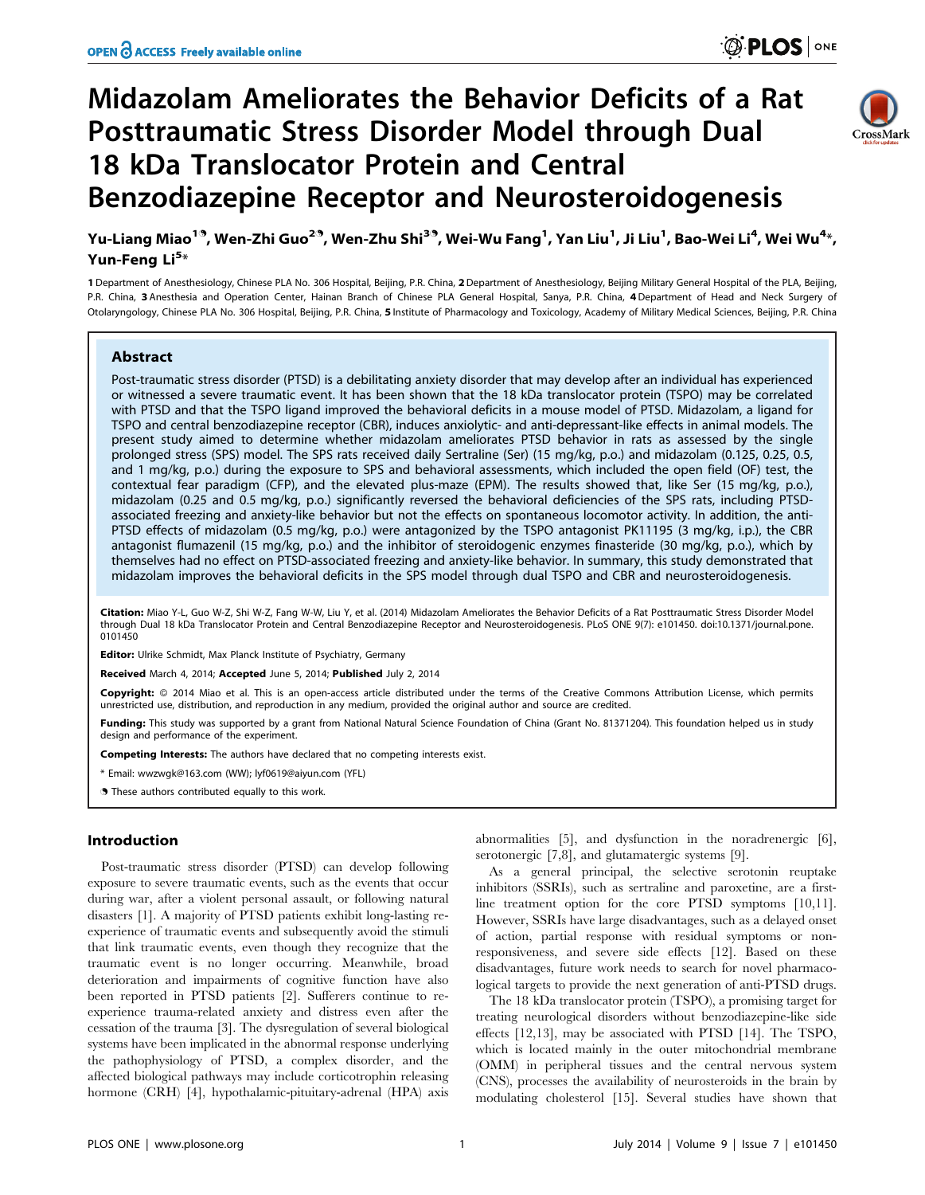# Midazolam Ameliorates the Behavior Deficits of a Rat Posttraumatic Stress Disorder Model through Dual 18 kDa Translocator Protein and Central Benzodiazepine Receptor and Neurosteroidogenesis

Yu-Liang Miao[1]¶, Wen-Zhi Guo[2]¶, Wen-Zhu Shi[3]¶, Wei-Wu Fang[1], Yan Liu[1], Ji Liu[1], Bao-Wei Li[4], Wei Wu[4]*, Yun-Feng Li[5]*

1 Department of Anesthesiology, Chinese PLA No. 306 Hospital, Beijing, P.R. China, 2 Department of Anesthesiology, Beijing Military General Hospital of the PLA, Beijing, P.R. China, 3 Anesthesia and Operation Center, Hainan Branch of Chinese PLA General Hospital, Sanya, P.R. China, 4 Department of Head and Neck Surgery of Otolaryngology, Chinese PLA No. 306 Hospital, Beijing, P.R. China, 5 Institute of Pharmacology and Toxicology, Academy of Military Medical Sciences, Beijing, P.R. China

## Abstract

Post-traumatic stress disorder (PTSD) is a debilitating anxiety disorder that may develop after an individual has experienced or witnessed a severe traumatic event. It has been shown that the 18 kDa translocator protein (TSPO) may be correlated with PTSD and that the TSPO ligand improved the behavioral deficits in a mouse model of PTSD. Midazolam, a ligand for TSPO and central benzodiazepine receptor (CBR), induces anxiolytic- and anti-depressant-like effects in animal models. The present study aimed to determine whether midazolam ameliorates PTSD behavior in rats as assessed by the single prolonged stress (SPS) model. The SPS rats received daily Sertraline (Ser) (15 mg/kg, p.o.) and midazolam (0.125, 0.25, 0.5, and 1 mg/kg, p.o.) during the exposure to SPS and behavioral assessments, which included the open field (OF) test, the contextual fear paradigm (CFP), and the elevated plus-maze (EPM). The results showed that, like Ser (15 mg/kg, p.o.), midazolam (0.25 and 0.5 mg/kg, p.o.) significantly reversed the behavioral deficiencies of the SPS rats, including PTSD-associated freezing and anxiety-like behavior but not the effects on spontaneous locomotor activity. In addition, the anti-PTSD effects of midazolam (0.5 mg/kg, p.o.) were antagonized by the TSPO antagonist PK11195 (3 mg/kg, i.p.), the CBR antagonist flumazenil (15 mg/kg, p.o.) and the inhibitor of steroidogenic enzymes finasteride (30 mg/kg, p.o.), which by themselves had no effect on PTSD-associated freezing and anxiety-like behavior. In summary, this study demonstrated that midazolam improves the behavioral deficits in the SPS model through dual TSPO and CBR and neurosteroidogenesis.

**Citation:** Miao Y-L, Guo W-Z, Shi W-Z, Fang W-W, Liu Y, et al. (2014) Midazolam Ameliorates the Behavior Deficits of a Rat Posttraumatic Stress Disorder Model through Dual 18 kDa Translocator Protein and Central Benzodiazepine Receptor and Neurosteroidogenesis. PLoS ONE 9(7): e101450. doi:10.1371/journal.pone.0101450

**Editor:** Ulrike Schmidt, Max Planck Institute of Psychiatry, Germany

**Received** March 4, 2014; **Accepted** June 5, 2014; **Published** July 2, 2014

**Copyright:** © 2014 Miao et al. This is an open-access article distributed under the terms of the Creative Commons Attribution License, which permits unrestricted use, distribution, and reproduction in any medium, provided the original author and source are credited.

**Funding:** This study was supported by a grant from National Natural Science Foundation of China (Grant No. 81371204). This foundation helped us in study design and performance of the experiment.

**Competing Interests:** The authors have declared that no competing interests exist.

\* Email: wwzwgk@163.com (WW); lyf0619@aiyun.com (YFL)

¶ These authors contributed equally to this work.

## Introduction

Post-traumatic stress disorder (PTSD) can develop following exposure to severe traumatic events, such as the events that occur during war, after a violent personal assault, or following natural disasters [1]. A majority of PTSD patients exhibit long-lasting re-experience of traumatic events and subsequently avoid the stimuli that link traumatic events, even though they recognize that the traumatic event is no longer occurring. Meanwhile, broad deterioration and impairments of cognitive function have also been reported in PTSD patients [2]. Sufferers continue to re-experience trauma-related anxiety and distress even after the cessation of the trauma [3]. The dysregulation of several biological systems have been implicated in the abnormal response underlying the pathophysiology of PTSD, a complex disorder, and the affected biological pathways may include corticotrophin releasing hormone (CRH) [4], hypothalamic-pituitary-adrenal (HPA) axis abnormalities [5], and dysfunction in the noradrenergic [6], serotonergic [7,8], and glutamatergic systems [9].

As a general principal, the selective serotonin reuptake inhibitors (SSRIs), such as sertraline and paroxetine, are a first-line treatment option for the core PTSD symptoms [10,11]. However, SSRIs have large disadvantages, such as a delayed onset of action, partial response with residual symptoms or non-responsiveness, and severe side effects [12]. Based on these disadvantages, future work needs to search for novel pharmacological targets to provide the next generation of anti-PTSD drugs.

The 18 kDa translocator protein (TSPO), a promising target for treating neurological disorders without benzodiazepine-like side effects [12,13], may be associated with PTSD [14]. The TSPO, which is located mainly in the outer mitochondrial membrane (OMM) in peripheral tissues and the central nervous system (CNS), processes the availability of neurosteroids in the brain by modulating cholesterol [15]. Several studies have shown that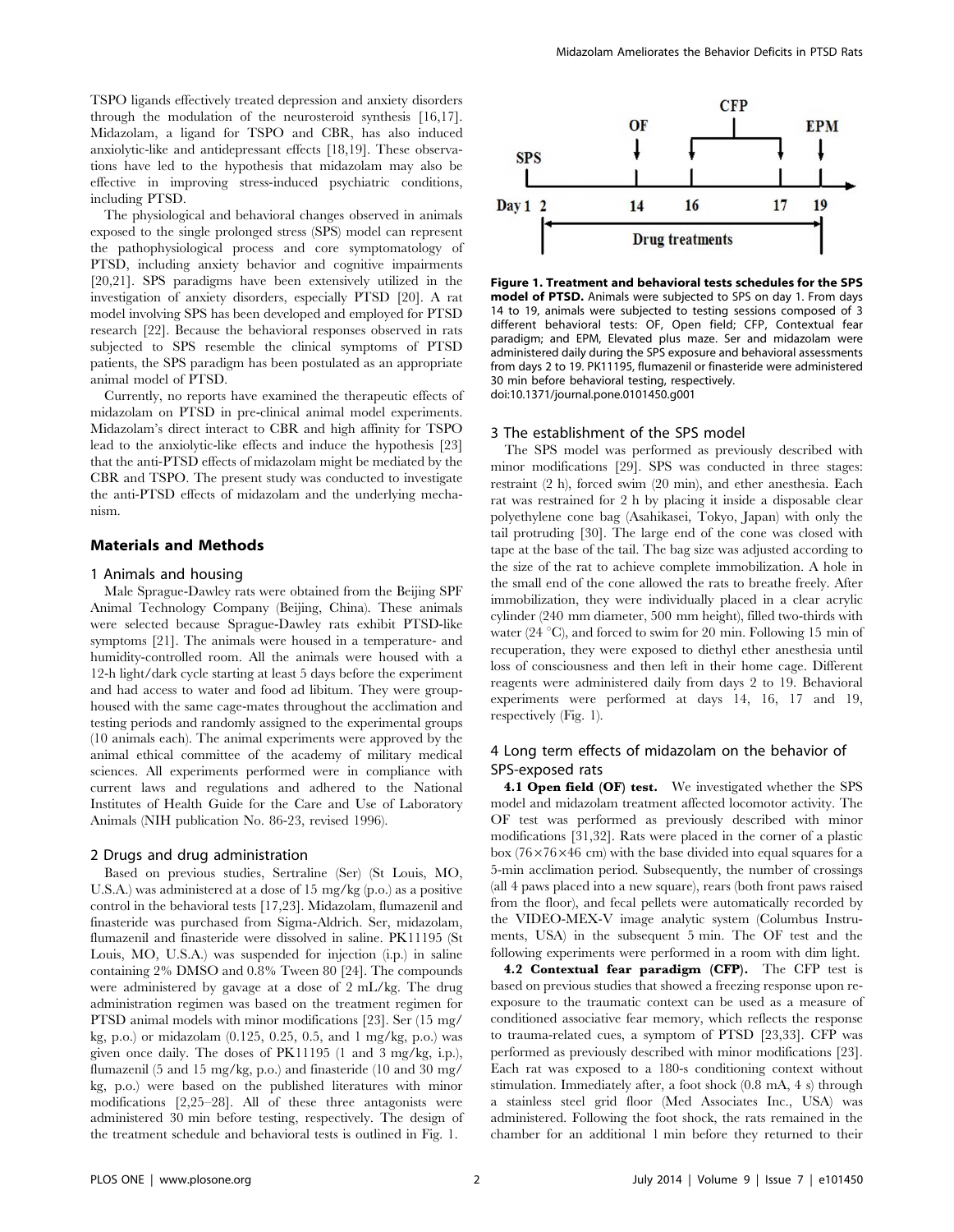TSPO ligands effectively treated depression and anxiety disorders through the modulation of the neurosteroid synthesis [16,17]. Midazolam, a ligand for TSPO and CBR, has also induced anxiolytic-like and antidepressant effects [18,19]. These observations have led to the hypothesis that midazolam may also be effective in improving stress-induced psychiatric conditions, including PTSD.

The physiological and behavioral changes observed in animals exposed to the single prolonged stress (SPS) model can represent the pathophysiological process and core symptomatology of PTSD, including anxiety behavior and cognitive impairments [20,21]. SPS paradigms have been extensively utilized in the investigation of anxiety disorders, especially PTSD [20]. A rat model involving SPS has been developed and employed for PTSD research [22]. Because the behavioral responses observed in rats subjected to SPS resemble the clinical symptoms of PTSD patients, the SPS paradigm has been postulated as an appropriate animal model of PTSD.

Currently, no reports have examined the therapeutic effects of midazolam on PTSD in pre-clinical animal model experiments. Midazolam's direct interact to CBR and high affinity for TSPO lead to the anxiolytic-like effects and induce the hypothesis [23] that the anti-PTSD effects of midazolam might be mediated by the CBR and TSPO. The present study was conducted to investigate the anti-PTSD effects of midazolam and the underlying mechanism.

## Materials and Methods

### 1 Animals and housing

Male Sprague-Dawley rats were obtained from the Beijing SPF Animal Technology Company (Beijing, China). These animals were selected because Sprague-Dawley rats exhibit PTSD-like symptoms [21]. The animals were housed in a temperature- and humidity-controlled room. All the animals were housed with a 12-h light/dark cycle starting at least 5 days before the experiment and had access to water and food ad libitum. They were group-housed with the same cage-mates throughout the acclimation and testing periods and randomly assigned to the experimental groups (10 animals each). The animal experiments were approved by the animal ethical committee of the academy of military medical sciences. All experiments performed were in compliance with current laws and regulations and adhered to the National Institutes of Health Guide for the Care and Use of Laboratory Animals (NIH publication No. 86-23, revised 1996).

### 2 Drugs and drug administration

Based on previous studies, Sertraline (Ser) (St Louis, MO, U.S.A.) was administered at a dose of 15 mg/kg (p.o.) as a positive control in the behavioral tests [17,23]. Midazolam, flumazenil and finasteride was purchased from Sigma-Aldrich. Ser, midazolam, flumazenil and finasteride were dissolved in saline. PK11195 (St Louis, MO, U.S.A.) was suspended for injection (i.p.) in saline containing 2% DMSO and 0.8% Tween 80 [24]. The compounds were administered by gavage at a dose of 2 mL/kg. The drug administration regimen was based on the treatment regimen for PTSD animal models with minor modifications [23]. Ser (15 mg/kg, p.o.) or midazolam (0.125, 0.25, 0.5, and 1 mg/kg, p.o.) was given once daily. The doses of PK11195 (1 and 3 mg/kg, i.p.), flumazenil (5 and 15 mg/kg, p.o.) and finasteride (10 and 30 mg/kg, p.o.) were based on the published literatures with minor modifications [2,25–28]. All of these three antagonists were administered 30 min before testing, respectively. The design of the treatment schedule and behavioral tests is outlined in Fig. 1.

**Figure 1. Treatment and behavioral tests schedules for the SPS model of PTSD.** Animals were subjected to SPS on day 1. From days 14 to 19, animals were subjected to testing sessions composed of 3 different behavioral tests: OF, Open field; CFP, Contextual fear paradigm; and EPM, Elevated plus maze. Ser and midazolam were administered daily during the SPS exposure and behavioral assessments from days 2 to 19. PK11195, flumazenil or finasteride were administered 30 min before behavioral testing, respectively.
doi:10.1371/journal.pone.0101450.g001

### 3 The establishment of the SPS model

The SPS model was performed as previously described with minor modifications [29]. SPS was conducted in three stages: restraint (2 h), forced swim (20 min), and ether anesthesia. Each rat was restrained for 2 h by placing it inside a disposable clear polyethylene cone bag (Asahikasei, Tokyo, Japan) with only the tail protruding [30]. The large end of the cone was closed with tape at the base of the tail. The bag size was adjusted according to the size of the rat to achieve complete immobilization. A hole in the small end of the cone allowed the rats to breathe freely. After immobilization, they were individually placed in a clear acrylic cylinder (240 mm diameter, 500 mm height), filled two-thirds with water (24 °C), and forced to swim for 20 min. Following 15 min of recuperation, they were exposed to diethyl ether anesthesia until loss of consciousness and then left in their home cage. Different reagents were administered daily from days 2 to 19. Behavioral experiments were performed at days 14, 16, 17 and 19, respectively (Fig. 1).

### 4 Long term effects of midazolam on the behavior of SPS-exposed rats

**4.1 Open field (OF) test.** We investigated whether the SPS model and midazolam treatment affected locomotor activity. The OF test was performed as previously described with minor modifications [31,32]. Rats were placed in the corner of a plastic box (76×76×46 cm) with the base divided into equal squares for a 5-min acclimation period. Subsequently, the number of crossings (all 4 paws placed into a new square), rears (both front paws raised from the floor), and fecal pellets were automatically recorded by the VIDEO-MEX-V image analytic system (Columbus Instruments, USA) in the subsequent 5 min. The OF test and the following experiments were performed in a room with dim light.

**4.2 Contextual fear paradigm (CFP).** The CFP test is based on previous studies that showed a freezing response upon re-exposure to the traumatic context can be used as a measure of conditioned associative fear memory, which reflects the response to trauma-related cues, a symptom of PTSD [23,33]. CFP was performed as previously described with minor modifications [23]. Each rat was exposed to a 180-s conditioning context without stimulation. Immediately after, a foot shock (0.8 mA, 4 s) through a stainless steel grid floor (Med Associates Inc., USA) was administered. Following the foot shock, the rats remained in the chamber for an additional 1 min before they returned to their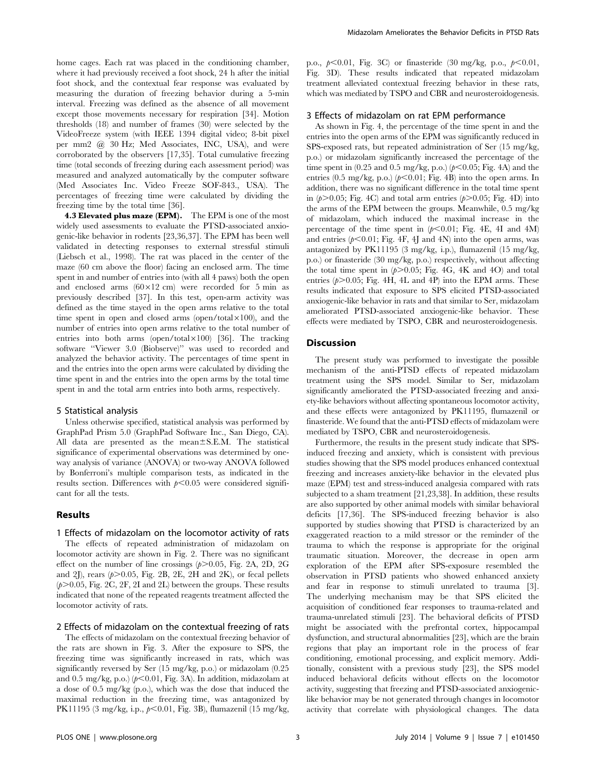home cages. Each rat was placed in the conditioning chamber, where it had previously received a foot shock, 24 h after the initial foot shock, and the contextual fear response was evaluated by measuring the duration of freezing behavior during a 5-min interval. Freezing was defined as the absence of all movement except those movements necessary for respiration [34]. Motion thresholds (18) and number of frames (30) were selected by the VideoFreeze system (with IEEE 1394 digital video; 8-bit pixel per mm2 @ 30 Hz; Med Associates, INC, USA), and were corroborated by the observers [17,35]. Total cumulative freezing time (total seconds of freezing during each assessment period) was measured and analyzed automatically by the computer software (Med Associates Inc. Video Freeze SOF-843., USA). The percentages of freezing time were calculated by dividing the freezing time by the total time [36].

**4.3 Elevated plus maze (EPM).** The EPM is one of the most widely used assessments to evaluate the PTSD-associated anxiogenic-like behavior in rodents [23,36,37]. The EPM has been well validated in detecting responses to external stressful stimuli (Liebsch et al., 1998). The rat was placed in the center of the maze (60 cm above the floor) facing an enclosed arm. The time spent in and number of entries into (with all 4 paws) both the open and enclosed arms (60×12 cm) were recorded for 5 min as previously described [37]. In this test, open-arm activity was defined as the time stayed in the open arms relative to the total time spent in open and closed arms (open/total×100), and the number of entries into open arms relative to the total number of entries into both arms (open/total×100) [36]. The tracking software "Viewer 3.0 (Biobserve)" was used to recorded and analyzed the behavior activity. The percentages of time spent in and the entries into the open arms were calculated by dividing the time spent in and the entries into the open arms by the total time spent in and the total arm entries into both arms, respectively.

## 5 Statistical analysis

Unless otherwise specified, statistical analysis was performed by GraphPad Prism 5.0 (GraphPad Software Inc., San Diego, CA). All data are presented as the mean±S.E.M. The statistical significance of experimental observations was determined by one-way analysis of variance (ANOVA) or two-way ANOVA followed by Bonferroni's multiple comparison tests, as indicated in the results section. Differences with $p<0.05$ were considered significant for all the tests.

# Results

## 1 Effects of midazolam on the locomotor activity of rats

The effects of repeated administration of midazolam on locomotor activity are shown in Fig. 2. There was no significant effect on the number of line crossings ($p>0.05$, Fig. 2A, 2D, 2G and 2J), rears ($p>0.05$, Fig. 2B, 2E, 2H and 2K), or fecal pellets ($p>0.05$, Fig. 2C, 2F, 2I and 2L) between the groups. These results indicated that none of the repeated reagents treatment affected the locomotor activity of rats.

## 2 Effects of midazolam on the contextual freezing of rats

The effects of midazolam on the contextual freezing behavior of the rats are shown in Fig. 3. After the exposure to SPS, the freezing time was significantly increased in rats, which was significantly reversed by Ser (15 mg/kg, p.o.) or midazolam (0.25 and 0.5 mg/kg, p.o.) ($p<0.01$, Fig. 3A). In addition, midazolam at a dose of 0.5 mg/kg (p.o.), which was the dose that induced the maximal reduction in the freezing time, was antagonized by PK11195 (3 mg/kg, i.p., $p<0.01$, Fig. 3B), flumazenil (15 mg/kg, p.o., $p<0.01$, Fig. 3C) or finasteride (30 mg/kg, p.o., $p<0.01$, Fig. 3D). These results indicated that repeated midazolam treatment alleviated contextual freezing behavior in these rats, which was mediated by TSPO and CBR and neurosteroidogenesis.

## 3 Effects of midazolam on rat EPM performance

As shown in Fig. 4, the percentage of the time spent in and the entries into the open arms of the EPM was significantly reduced in SPS-exposed rats, but repeated administration of Ser (15 mg/kg, p.o.) or midazolam significantly increased the percentage of the time spent in (0.25 and 0.5 mg/kg, p.o.) ($p<0.05$; Fig. 4A) and the entries (0.5 mg/kg, p.o.) ($p<0.01$; Fig. 4B) into the open arms. In addition, there was no significant difference in the total time spent in ($p>0.05$; Fig. 4C) and total arm entries ($p>0.05$; Fig. 4D) into the arms of the EPM between the groups. Meanwhile, 0.5 mg/kg of midazolam, which induced the maximal increase in the percentage of the time spent in ($p<0.01$; Fig. 4E, 4I and 4M) and entries ($p<0.01$; Fig. 4F, 4J and 4N) into the open arms, was antagonized by PK11195 (3 mg/kg, i.p.), flumazenil (15 mg/kg, p.o.) or finasteride (30 mg/kg, p.o.) respectively, without affecting the total time spent in ($p>0.05$; Fig. 4G, 4K and 4O) and total entries ($p>0.05$; Fig. 4H, 4L and 4P) into the EPM arms. These results indicated that exposure to SPS elicited PTSD-associated anxiogenic-like behavior in rats and that similar to Ser, midazolam ameliorated PTSD-associated anxiogenic-like behavior. These effects were mediated by TSPO, CBR and neurosteroidogenesis.

# Discussion

The present study was performed to investigate the possible mechanism of the anti-PTSD effects of repeated midazolam treatment using the SPS model. Similar to Ser, midazolam significantly ameliorated the PTSD-associated freezing and anxiety-like behaviors without affecting spontaneous locomotor activity, and these effects were antagonized by PK11195, flumazenil or finasteride. We found that the anti-PTSD effects of midazolam were mediated by TSPO, CBR and neurosteroidogenesis.

Furthermore, the results in the present study indicate that SPS-induced freezing and anxiety, which is consistent with previous studies showing that the SPS model produces enhanced contextual freezing and increases anxiety-like behavior in the elevated plus maze (EPM) test and stress-induced analgesia compared with rats subjected to a sham treatment [21,23,38]. In addition, these results are also supported by other animal models with similar behavioral deficits [17,36]. The SPS-induced freezing behavior is also supported by studies showing that PTSD is characterized by an exaggerated reaction to a mild stressor or the reminder of the trauma to which the response is appropriate for the original traumatic situation. Moreover, the decrease in open arm exploration of the EPM after SPS-exposure resembled the observation in PTSD patients who showed enhanced anxiety and fear in response to stimuli unrelated to trauma [3]. The underlying mechanism may be that SPS elicited the acquisition of conditioned fear responses to trauma-related and trauma-unrelated stimuli [23]. The behavioral deficits of PTSD might be associated with the prefrontal cortex, hippocampal dysfunction, and structural abnormalities [23], which are the brain regions that play an important role in the process of fear conditioning, emotional processing, and explicit memory. Additionally, consistent with a previous study [23], the SPS model induced behavioral deficits without effects on the locomotor activity, suggesting that freezing and PTSD-associated anxiogenic-like behavior may be not generated through changes in locomotor activity that correlate with physiological changes. The data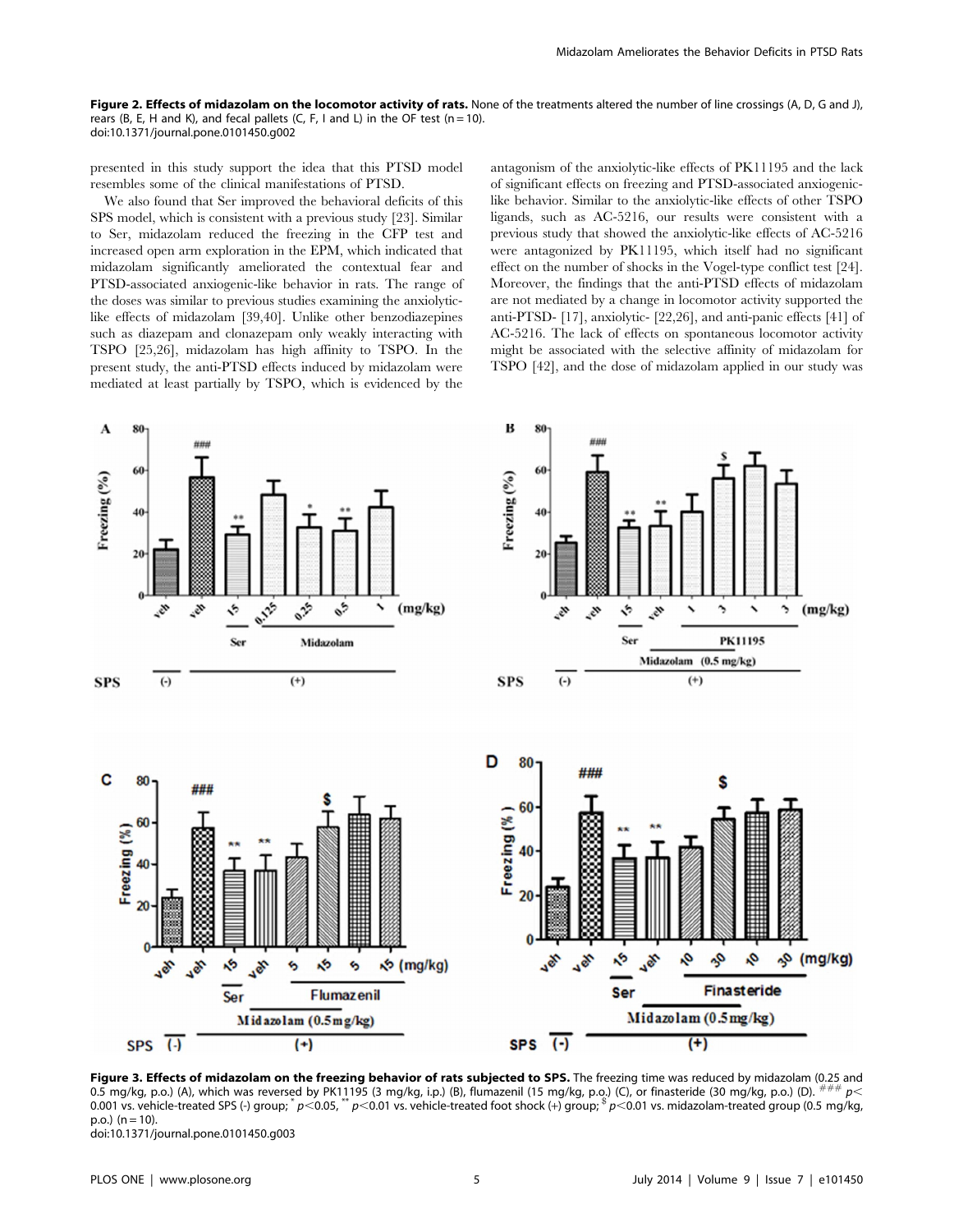**Figure 2. Effects of midazolam on the locomotor activity of rats.** None of the treatments altered the number of line crossings (A, D, G and J), rears (B, E, H and K), and fecal pallets (C, F, I and L) in the OF test (n = 10).
doi:10.1371/journal.pone.0101450.g002

presented in this study support the idea that this PTSD model resembles some of the clinical manifestations of PTSD.

We also found that Ser improved the behavioral deficits of this SPS model, which is consistent with a previous study [23]. Similar to Ser, midazolam reduced the freezing in the CFP test and increased open arm exploration in the EPM, which indicated that midazolam significantly ameliorated the contextual fear and PTSD-associated anxiogenic-like behavior in rats. The range of the doses was similar to previous studies examining the anxiolytic-like effects of midazolam [39,40]. Unlike other benzodiazepines such as diazepam and clonazepam only weakly interacting with TSPO [25,26], midazolam has high affinity to TSPO. In the present study, the anti-PTSD effects induced by midazolam were mediated at least partially by TSPO, which is evidenced by the antagonism of the anxiolytic-like effects of PK11195 and the lack of significant effects on freezing and PTSD-associated anxiogenic-like behavior. Similar to the anxiolytic-like effects of other TSPO ligands, such as AC-5216, our results were consistent with a previous study that showed the anxiolytic-like effects of AC-5216 were antagonized by PK11195, which itself had no significant effect on the number of shocks in the Vogel-type conflict test [24]. Moreover, the findings that the anti-PTSD effects of midazolam are not mediated by a change in locomotor activity supported the anti-PTSD- [17], anxiolytic- [22,26], and anti-panic effects [41] of AC-5216. The lack of effects on spontaneous locomotor activity might be associated with the selective affinity of midazolam for TSPO [42], and the dose of midazolam applied in our study was

**Figure 3. Effects of midazolam on the freezing behavior of rats subjected to SPS.** The freezing time was reduced by midazolam (0.25 and 0.5 mg/kg, p.o.) (A), which was reversed by PK11195 (3 mg/kg, i.p.) (B), flumazenil (15 mg/kg, p.o.) (C), or finasteride (30 mg/kg, p.o.) (D). ### $p<0.001$ vs. vehicle-treated SPS (-) group; * $p<0.05$, ** $p<0.01$ vs. vehicle-treated foot shock (+) group; $ $p<0.01$ vs. midazolam-treated group (0.5 mg/kg, p.o.) (n = 10).
doi:10.1371/journal.pone.0101450.g003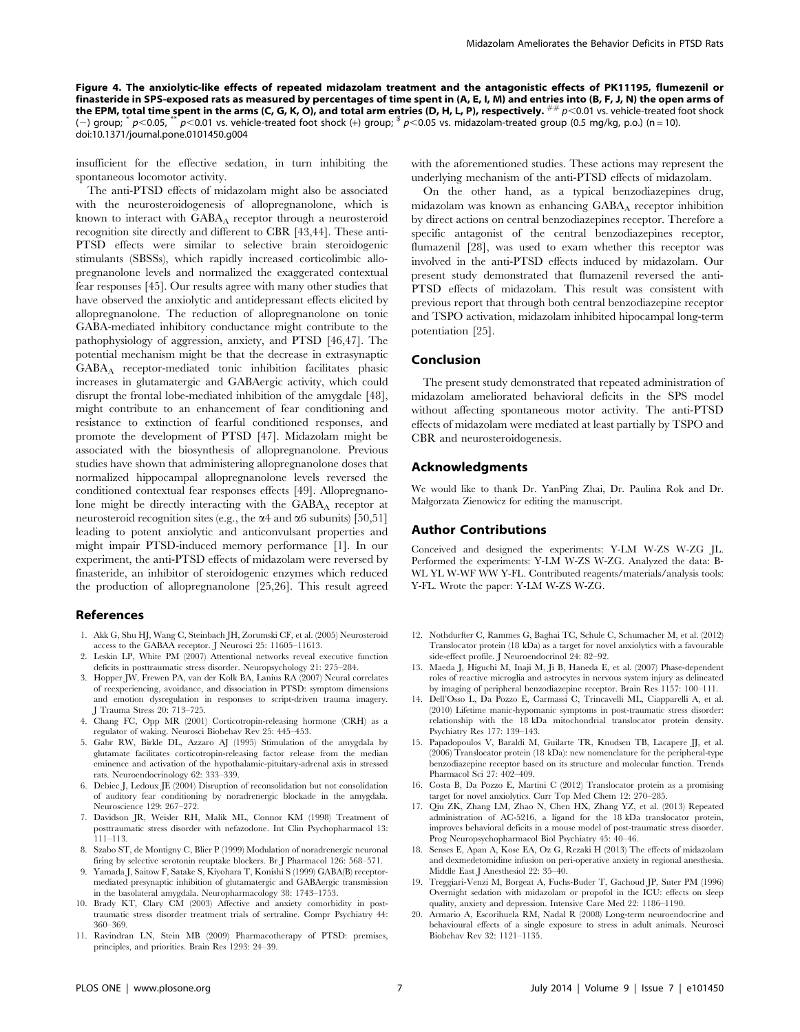**Figure 4. The anxiolytic-like effects of repeated midazolam treatment and the antagonistic effects of PK11195, flumezenil or finasteride in SPS-exposed rats as measured by percentages of time spent in (A, E, I, M) and entries into (B, F, J, N) the open arms of the EPM, total time spent in the arms (C, G, K, O), and total arm entries (D, H, L, P), respectively.** $^{\#\#}p<0.01$ vs. vehicle-treated foot shock (−) group; $^{*}p<0.05$, $^{**}p<0.01$ vs. vehicle-treated foot shock (+) group; $^{\$}p<0.05$ vs. midazolam-treated group (0.5 mg/kg, p.o.) (n = 10).
doi:10.1371/journal.pone.0101450.g004

insufficient for the effective sedation, in turn inhibiting the spontaneous locomotor activity.

The anti-PTSD effects of midazolam might also be associated with the neurosteroidogenesis of allopregnanolone, which is known to interact with $GABA_A$ receptor through a neurosteroid recognition site directly and different to CBR [43,44]. These anti-PTSD effects were similar to selective brain steroidogenic stimulants (SBSSs), which rapidly increased corticolimbic allopregnanolone levels and normalized the exaggerated contextual fear responses [45]. Our results agree with many other studies that have observed the anxiolytic and antidepressant effects elicited by allopregnanolone. The reduction of allopregnanolone on tonic GABA-mediated inhibitory conductance might contribute to the pathophysiology of aggression, anxiety, and PTSD [46,47]. The potential mechanism might be that the decrease in extrasynaptic $GABA_A$ receptor-mediated tonic inhibition facilitates phasic increases in glutamatergic and GABAergic activity, which could disrupt the frontal lobe-mediated inhibition of the amygdale [48], might contribute to an enhancement of fear conditioning and resistance to extinction of fearful conditioned responses, and promote the development of PTSD [47]. Midazolam might be associated with the biosynthesis of allopregnanolone. Previous studies have shown that administering allopregnanolone doses that normalized hippocampal allopregnanolone levels reversed the conditioned contextual fear responses effects [49]. Allopregnanolone might be directly interacting with the $GABA_A$ receptor at neurosteroid recognition sites (e.g., the $\alpha 4$ and $\alpha 6$ subunits) [50,51] leading to potent anxiolytic and anticonvulsant properties and might impair PTSD-induced memory performance [1]. In our experiment, the anti-PTSD effects of midazolam were reversed by finasteride, an inhibitor of steroidogenic enzymes which reduced the production of allopregnanolone [25,26]. This result agreed with the aforementioned studies. These actions may represent the underlying mechanism of the anti-PTSD effects of midazolam.

On the other hand, as a typical benzodiazepines drug, midazolam was known as enhancing $GABA_A$ receptor inhibition by direct actions on central benzodiazepines receptor. Therefore a specific antagonist of the central benzodiazepines receptor, flumazenil [28], was used to exam whether this receptor was involved in the anti-PTSD effects induced by midazolam. Our present study demonstrated that flumazenil reversed the anti-PTSD effects of midazolam. This result was consistent with previous report that through both central benzodiazepine receptor and TSPO activation, midazolam inhibited hipocampal long-term potentiation [25].

## Conclusion

The present study demonstrated that repeated administration of midazolam ameliorated behavioral deficits in the SPS model without affecting spontaneous motor activity. The anti-PTSD effects of midazolam were mediated at least partially by TSPO and CBR and neurosteroidogenesis.

## Acknowledgments

We would like to thank Dr. YanPing Zhai, Dr. Paulina Rok and Dr. Małgorzata Zienowicz for editing the manuscript.

## Author Contributions

Conceived and designed the experiments: Y-LM W-ZS W-ZG JL. Performed the experiments: Y-LM W-ZS W-ZG. Analyzed the data: B-WL YL W-WF WW Y-FL. Contributed reagents/materials/analysis tools: Y-FL. Wrote the paper: Y-LM W-ZS W-ZG.

## References

1. Akk G, Shu HJ, Wang C, Steinbach JH, Zorumski CF, et al. (2005) Neurosteroid access to the GABAA receptor. J Neurosci 25: 11605–11613.
2. Leskin LP, White PM (2007) Attentional networks reveal executive function deficits in posttraumatic stress disorder. Neuropsychology 21: 275–284.
3. Hopper JW, Frewen PA, van der Kolk BA, Lanius RA (2007) Neural correlates of reexperiencing, avoidance, and dissociation in PTSD: symptom dimensions and emotion dysregulation in responses to script-driven trauma imagery. J Trauma Stress 20: 713–725.
4. Chang FC, Opp MR (2001) Corticotropin-releasing hormone (CRH) as a regulator of waking. Neurosci Biobehav Rev 25: 445–453.
5. Gabr RW, Birkle DL, Azzaro AJ (1995) Stimulation of the amygdala by glutamate facilitates corticotropin-releasing factor release from the median eminence and activation of the hypothalamic-pituitary-adrenal axis in stressed rats. Neuroendocrinology 62: 333–339.
6. Debiec J, Ledoux JE (2004) Disruption of reconsolidation but not consolidation of auditory fear conditioning by noradrenergic blockade in the amygdala. Neuroscience 129: 267–272.
7. Davidson JR, Weisler RH, Malik ML, Connor KM (1998) Treatment of posttraumatic stress disorder with nefazodone. Int Clin Psychopharmacol 13: 111–113.
8. Szabo ST, de Montigny C, Blier P (1999) Modulation of noradrenergic neuronal firing by selective serotonin reuptake blockers. Br J Pharmacol 126: 568–571.
9. Yamada J, Saitow F, Satake S, Kiyohara T, Konishi S (1999) GABA(B) receptor-mediated presynaptic inhibition of glutamatergic and GABAergic transmission in the basolateral amygdala. Neuropharmacology 38: 1743–1753.
10. Brady KT, Clary CM (2003) Affective and anxiety comorbidity in post-traumatic stress disorder treatment trials of sertraline. Compr Psychiatry 44: 360–369.
11. Ravindran LN, Stein MB (2009) Pharmacotherapy of PTSD: premises, principles, and priorities. Brain Res 1293: 24–39.
12. Nothdurfter C, Rammes G, Baghai TC, Schule C, Schumacher M, et al. (2012) Translocator protein (18 kDa) as a target for novel anxiolytics with a favourable side-effect profile. J Neuroendocrinol 24: 82–92.
13. Maeda J, Higuchi M, Inaji M, Ji B, Haneda E, et al. (2007) Phase-dependent roles of reactive microglia and astrocytes in nervous system injury as delineated by imaging of peripheral benzodiazepine receptor. Brain Res 1157: 100–111.
14. Dell'Osso L, Da Pozzo E, Carmassi C, Trincavelli ML, Ciapparelli A, et al. (2010) Lifetime manic-hypomanic symptoms in post-traumatic stress disorder: relationship with the 18 kDa mitochondrial translocator protein density. Psychiatry Res 177: 139–143.
15. Papadopoulos V, Baraldi M, Guilarte TR, Knudsen TB, Lacapere JJ, et al. (2006) Translocator protein (18 kDa): new nomenclature for the peripheral-type benzodiazepine receptor based on its structure and molecular function. Trends Pharmacol Sci 27: 402–409.
16. Costa B, Da Pozzo E, Martini C (2012) Translocator protein as a promising target for novel anxiolytics. Curr Top Med Chem 12: 270–285.
17. Qiu ZK, Zhang LM, Zhao N, Chen HX, Zhang YZ, et al. (2013) Repeated administration of AC-5216, a ligand for the 18 kDa translocator protein, improves behavioral deficits in a mouse model of post-traumatic stress disorder. Prog Neuropsychopharmacol Biol Psychiatry 45: 40–46.
18. Senses E, Apan A, Kose EA, Oz G, Rezaki H (2013) The effects of midazolam and dexmedetomidine infusion on peri-operative anxiety in regional anesthesia. Middle East J Anesthesiol 22: 35–40.
19. Treggiari-Venzi M, Borgeat A, Fuchs-Buder T, Gachoud JP, Suter PM (1996) Overnight sedation with midazolam or propofol in the ICU: effects on sleep quality, anxiety and depression. Intensive Care Med 22: 1186–1190.
20. Armario A, Escorihuela RM, Nadal R (2008) Long-term neuroendocrine and behavioural effects of a single exposure to stress in adult animals. Neurosci Biobehav Rev 32: 1121–1135.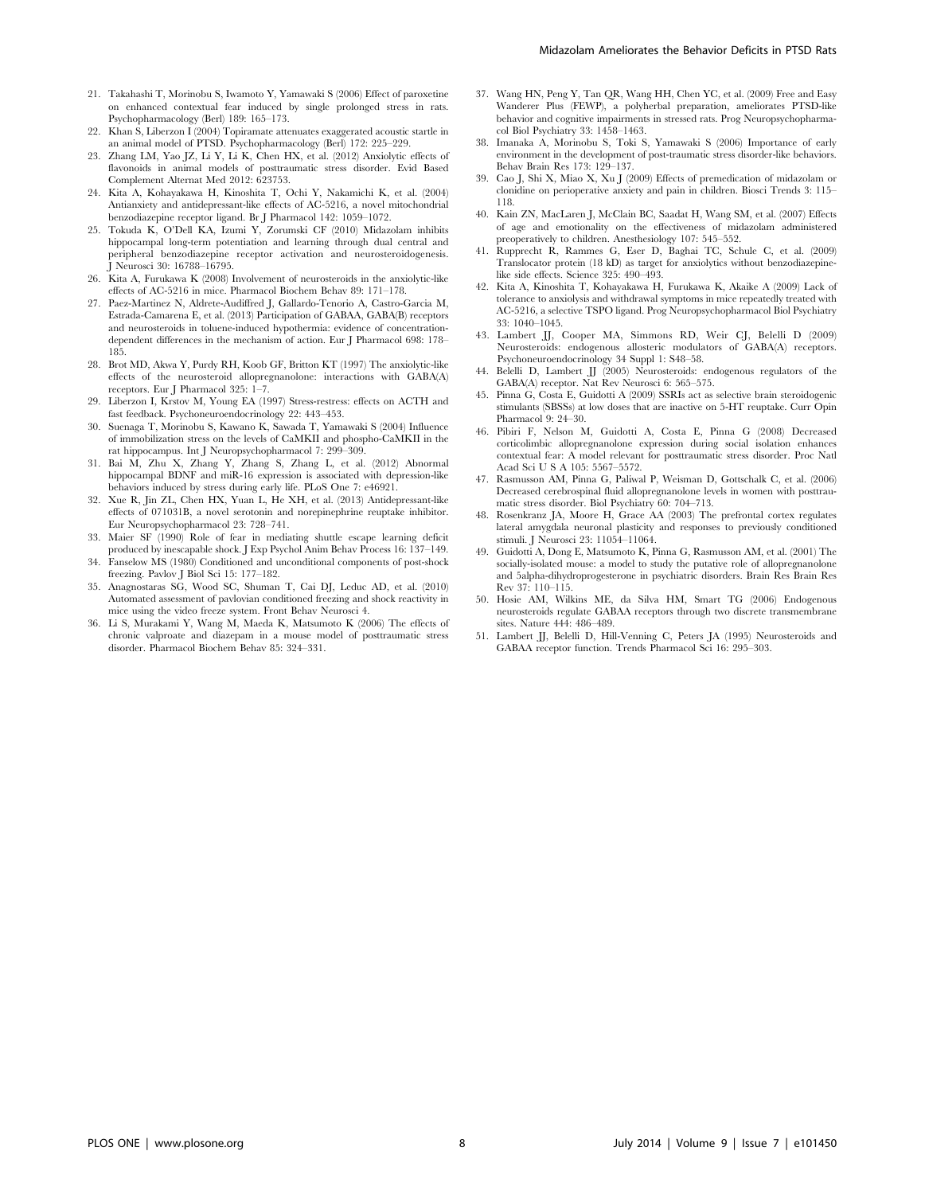21. Takahashi T, Morinobu S, Iwamoto Y, Yamawaki S (2006) Effect of paroxetine on enhanced contextual fear induced by single prolonged stress in rats. Psychopharmacology (Berl) 189: 165–173.
22. Khan S, Liberzon I (2004) Topiramate attenuates exaggerated acoustic startle in an animal model of PTSD. Psychopharmacology (Berl) 172: 225–229.
23. Zhang LM, Yao JZ, Li Y, Li K, Chen HX, et al. (2012) Anxiolytic effects of flavonoids in animal models of posttraumatic stress disorder. Evid Based Complement Alternat Med 2012: 623753.
24. Kita A, Kohayakawa H, Kinoshita T, Ochi Y, Nakamichi K, et al. (2004) Antianxiety and antidepressant-like effects of AC-5216, a novel mitochondrial benzodiazepine receptor ligand. Br J Pharmacol 142: 1059–1072.
25. Tokuda K, O'Dell KA, Izumi Y, Zorumski CF (2010) Midazolam inhibits hippocampal long-term potentiation and learning through dual central and peripheral benzodiazepine receptor activation and neurosteroidogenesis. J Neurosci 30: 16788–16795.
26. Kita A, Furukawa K (2008) Involvement of neurosteroids in the anxiolytic-like effects of AC-5216 in mice. Pharmacol Biochem Behav 89: 171–178.
27. Paez-Martinez N, Aldrete-Audiffred J, Gallardo-Tenorio A, Castro-Garcia M, Estrada-Camarena E, et al. (2013) Participation of GABAA, GABA(B) receptors and neurosteroids in toluene-induced hypothermia: evidence of concentration-dependent differences in the mechanism of action. Eur J Pharmacol 698: 178–185.
28. Brot MD, Akwa Y, Purdy RH, Koob GF, Britton KT (1997) The anxiolytic-like effects of the neurosteroid allopregnanolone: interactions with GABA(A) receptors. Eur J Pharmacol 325: 1–7.
29. Liberzon I, Krstov M, Young EA (1997) Stress-restress: effects on ACTH and fast feedback. Psychoneuroendocrinology 22: 443–453.
30. Suenaga T, Morinobu S, Kawano K, Sawada T, Yamawaki S (2004) Influence of immobilization stress on the levels of CaMKII and phospho-CaMKII in the rat hippocampus. Int J Neuropsychopharmacol 7: 299–309.
31. Bai M, Zhu X, Zhang Y, Zhang S, Zhang L, et al. (2012) Abnormal hippocampal BDNF and miR-16 expression is associated with depression-like behaviors induced by stress during early life. PLoS One 7: e46921.
32. Xue R, Jin ZL, Chen HX, Yuan L, He XH, et al. (2013) Antidepressant-like effects of 071031B, a novel serotonin and norepinephrine reuptake inhibitor. Eur Neuropsychopharmacol 23: 728–741.
33. Maier SF (1990) Role of fear in mediating shuttle escape learning deficit produced by inescapable shock. J Exp Psychol Anim Behav Process 16: 137–149.
34. Fanselow MS (1980) Conditioned and unconditional components of post-shock freezing. Pavlov J Biol Sci 15: 177–182.
35. Anagnostaras SG, Wood SC, Shuman T, Cai DJ, Leduc AD, et al. (2010) Automated assessment of pavlovian conditioned freezing and shock reactivity in mice using the video freeze system. Front Behav Neurosci 4.
36. Li S, Murakami Y, Wang M, Maeda K, Matsumoto K (2006) The effects of chronic valproate and diazepam in a mouse model of posttraumatic stress disorder. Pharmacol Biochem Behav 85: 324–331.
37. Wang HN, Peng Y, Tan QR, Wang HH, Chen YC, et al. (2009) Free and Easy Wanderer Plus (FEWP), a polyherbal preparation, ameliorates PTSD-like behavior and cognitive impairments in stressed rats. Prog Neuropsychopharmacol Biol Psychiatry 33: 1458–1463.
38. Imanaka A, Morinobu S, Toki S, Yamawaki S (2006) Importance of early environment in the development of post-traumatic stress disorder-like behaviors. Behav Brain Res 173: 129–137.
39. Cao J, Shi X, Miao X, Xu J (2009) Effects of premedication of midazolam or clonidine on perioperative anxiety and pain in children. Biosci Trends 3: 115–118.
40. Kain ZN, MacLaren J, McClain BC, Saadat H, Wang SM, et al. (2007) Effects of age and emotionality on the effectiveness of midazolam administered preoperatively to children. Anesthesiology 107: 545–552.
41. Rupprecht R, Rammes G, Eser D, Baghai TC, Schule C, et al. (2009) Translocator protein (18 kD) as target for anxiolytics without benzodiazepine-like side effects. Science 325: 490–493.
42. Kita A, Kinoshita T, Kohayakawa H, Furukawa K, Akaike A (2009) Lack of tolerance to anxiolysis and withdrawal symptoms in mice repeatedly treated with AC-5216, a selective TSPO ligand. Prog Neuropsychopharmacol Biol Psychiatry 33: 1040–1045.
43. Lambert JJ, Cooper MA, Simmons RD, Weir CJ, Belelli D (2009) Neurosteroids: endogenous allosteric modulators of GABA(A) receptors. Psychoneuroendocrinology 34 Suppl 1: S48–58.
44. Belelli D, Lambert JJ (2005) Neurosteroids: endogenous regulators of the GABA(A) receptor. Nat Rev Neurosci 6: 565–575.
45. Pinna G, Costa E, Guidotti A (2009) SSRIs act as selective brain steroidogenic stimulants (SBSSs) at low doses that are inactive on 5-HT reuptake. Curr Opin Pharmacol 9: 24–30.
46. Pibiri F, Nelson M, Guidotti A, Costa E, Pinna G (2008) Decreased corticolimbic allopregnanolone expression during social isolation enhances contextual fear: A model relevant for posttraumatic stress disorder. Proc Natl Acad Sci U S A 105: 5567–5572.
47. Rasmusson AM, Pinna G, Paliwal P, Weisman D, Gottschalk C, et al. (2006) Decreased cerebrospinal fluid allopregnanolone levels in women with posttraumatic stress disorder. Biol Psychiatry 60: 704–713.
48. Rosenkranz JA, Moore H, Grace AA (2003) The prefrontal cortex regulates lateral amygdala neuronal plasticity and responses to previously conditioned stimuli. J Neurosci 23: 11054–11064.
49. Guidotti A, Dong E, Matsumoto K, Pinna G, Rasmusson AM, et al. (2001) The socially-isolated mouse: a model to study the putative role of allopregnanolone and 5alpha-dihydroprogesterone in psychiatric disorders. Brain Res Brain Res Rev 37: 110–115.
50. Hosie AM, Wilkins ME, da Silva HM, Smart TG (2006) Endogenous neurosteroids regulate GABAA receptors through two discrete transmembrane sites. Nature 444: 486–489.
51. Lambert JJ, Belelli D, Hill-Venning C, Peters JA (1995) Neurosteroids and GABAA receptor function. Trends Pharmacol Sci 16: 295–303.